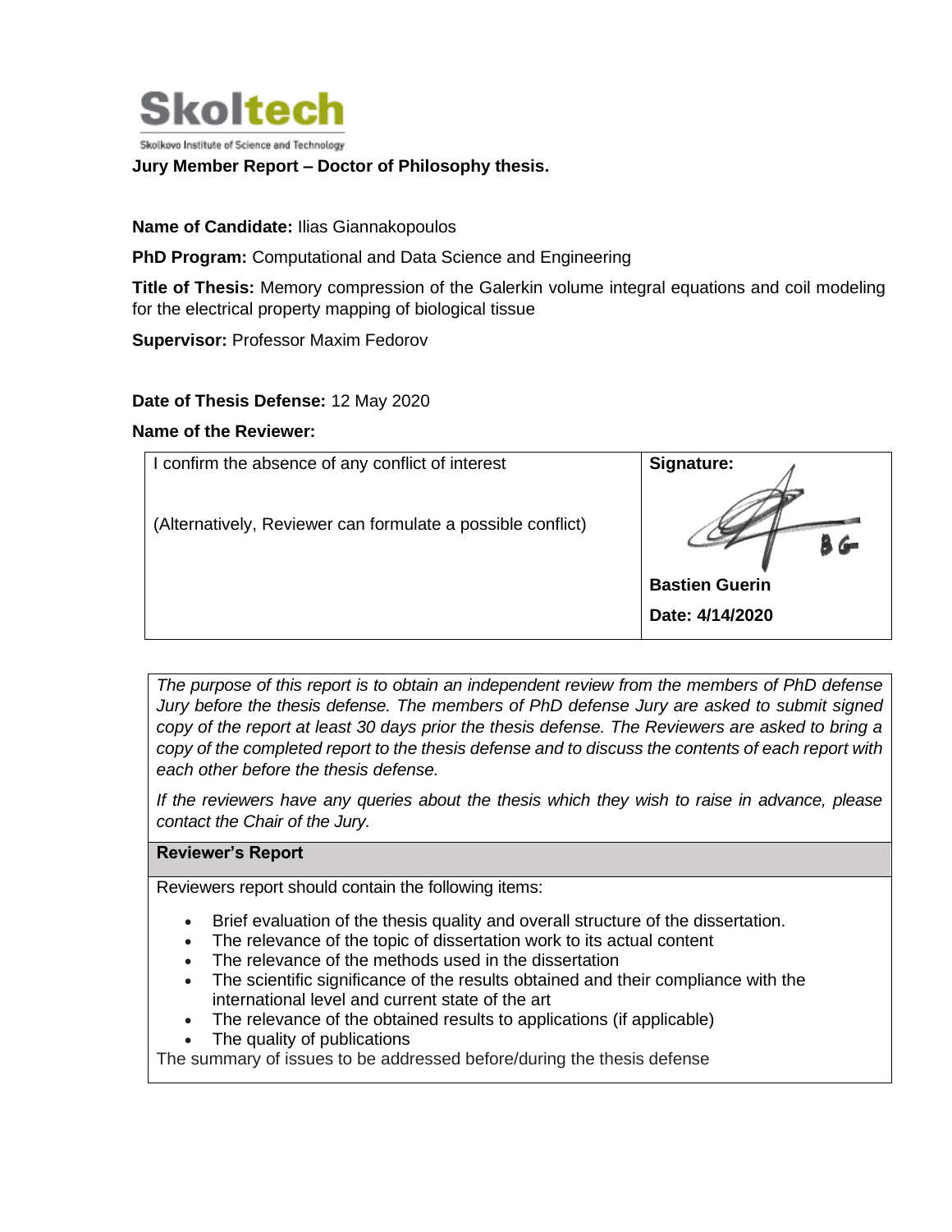Skoltech

Skolkovo Institute of Science and Technology

**Jury Member Report – Doctor of Philosophy thesis.**

**Name of Candidate:** Ilias Giannakopoulos

**PhD Program:** Computational and Data Science and Engineering

**Title of Thesis:** Memory compression of the Galerkin volume integral equations and coil modeling for the electrical property mapping of biological tissue

**Supervisor:** Professor Maxim Fedorov

**Date of Thesis Defense:** 12 May 2020

**Name of the Reviewer:**

| I confirm the absence of any conflict of interest<br><br>(Alternatively, Reviewer can formulate a possible conflict) | **Signature:**<br><br>BG<br><br>**Bastien Guerin**<br><br>**Date: 4/14/2020** |
|---|---|

*The purpose of this report is to obtain an independent review from the members of PhD defense Jury before the thesis defense. The members of PhD defense Jury are asked to submit signed copy of the report at least 30 days prior the thesis defense. The Reviewers are asked to bring a copy of the completed report to the thesis defense and to discuss the contents of each report with each other before the thesis defense.*

*If the reviewers have any queries about the thesis which they wish to raise in advance, please contact the Chair of the Jury.*

**Reviewer's Report**

Reviewers report should contain the following items:

- Brief evaluation of the thesis quality and overall structure of the dissertation.
- The relevance of the topic of dissertation work to its actual content
- The relevance of the methods used in the dissertation
- The scientific significance of the results obtained and their compliance with the international level and current state of the art
- The relevance of the obtained results to applications (if applicable)
- The quality of publications

The summary of issues to be addressed before/during the thesis defense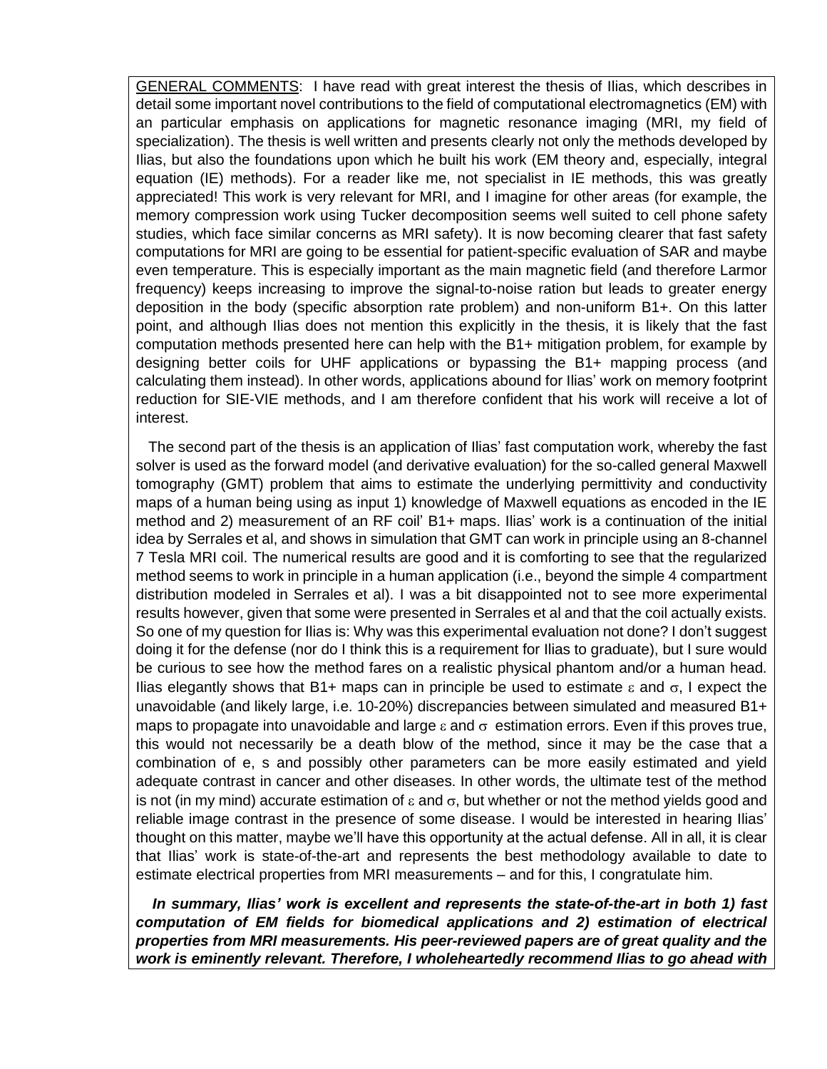<u>GENERAL COMMENTS</u>: I have read with great interest the thesis of Ilias, which describes in detail some important novel contributions to the field of computational electromagnetics (EM) with an particular emphasis on applications for magnetic resonance imaging (MRI, my field of specialization). The thesis is well written and presents clearly not only the methods developed by Ilias, but also the foundations upon which he built his work (EM theory and, especially, integral equation (IE) methods). For a reader like me, not specialist in IE methods, this was greatly appreciated! This work is very relevant for MRI, and I imagine for other areas (for example, the memory compression work using Tucker decomposition seems well suited to cell phone safety studies, which face similar concerns as MRI safety). It is now becoming clearer that fast safety computations for MRI are going to be essential for patient-specific evaluation of SAR and maybe even temperature. This is especially important as the main magnetic field (and therefore Larmor frequency) keeps increasing to improve the signal-to-noise ration but leads to greater energy deposition in the body (specific absorption rate problem) and non-uniform B1+. On this latter point, and although Ilias does not mention this explicitly in the thesis, it is likely that the fast computation methods presented here can help with the B1+ mitigation problem, for example by designing better coils for UHF applications or bypassing the B1+ mapping process (and calculating them instead). In other words, applications abound for Ilias' work on memory footprint reduction for SIE-VIE methods, and I am therefore confident that his work will receive a lot of interest.

The second part of the thesis is an application of Ilias' fast computation work, whereby the fast solver is used as the forward model (and derivative evaluation) for the so-called general Maxwell tomography (GMT) problem that aims to estimate the underlying permittivity and conductivity maps of a human being using as input 1) knowledge of Maxwell equations as encoded in the IE method and 2) measurement of an RF coil' B1+ maps. Ilias' work is a continuation of the initial idea by Serrales et al, and shows in simulation that GMT can work in principle using an 8-channel 7 Tesla MRI coil. The numerical results are good and it is comforting to see that the regularized method seems to work in principle in a human application (i.e., beyond the simple 4 compartment distribution modeled in Serrales et al). I was a bit disappointed not to see more experimental results however, given that some were presented in Serrales et al and that the coil actually exists. So one of my question for Ilias is: Why was this experimental evaluation not done? I don't suggest doing it for the defense (nor do I think this is a requirement for Ilias to graduate), but I sure would be curious to see how the method fares on a realistic physical phantom and/or a human head. Ilias elegantly shows that B1+ maps can in principle be used to estimate $\varepsilon$ and $\sigma$, I expect the unavoidable (and likely large, i.e. 10-20%) discrepancies between simulated and measured B1+ maps to propagate into unavoidable and large $\varepsilon$ and $\sigma$ estimation errors. Even if this proves true, this would not necessarily be a death blow of the method, since it may be the case that a combination of e, s and possibly other parameters can be more easily estimated and yield adequate contrast in cancer and other diseases. In other words, the ultimate test of the method is not (in my mind) accurate estimation of $\varepsilon$ and $\sigma$, but whether or not the method yields good and reliable image contrast in the presence of some disease. I would be interested in hearing Ilias' thought on this matter, maybe we'll have this opportunity at the actual defense. All in all, it is clear that Ilias' work is state-of-the-art and represents the best methodology available to date to estimate electrical properties from MRI measurements – and for this, I congratulate him.

***In summary, Ilias' work is excellent and represents the state-of-the-art in both 1) fast computation of EM fields for biomedical applications and 2) estimation of electrical properties from MRI measurements. His peer-reviewed papers are of great quality and the work is eminently relevant. Therefore, I wholeheartedly recommend Ilias to go ahead with***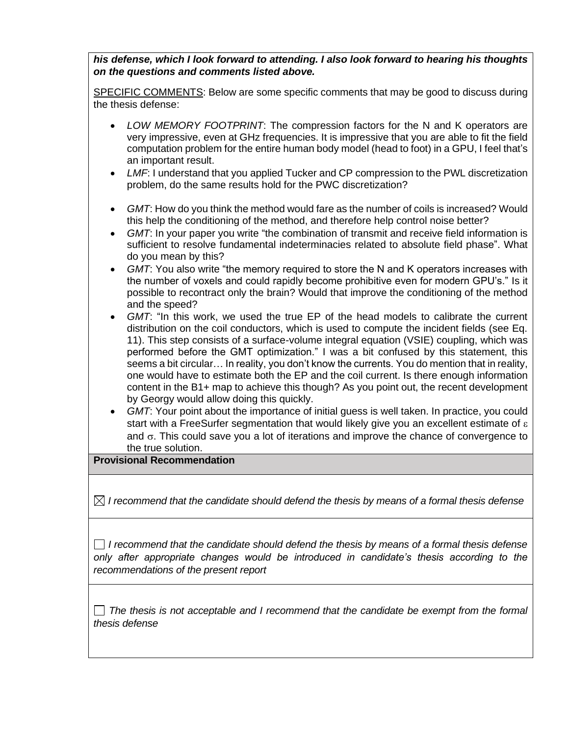***his defense, which I look forward to attending. I also look forward to hearing his thoughts on the questions and comments listed above.***

<u>SPECIFIC COMMENTS</u>: Below are some specific comments that may be good to discuss during the thesis defense:

- *LOW MEMORY FOOTPRINT*: The compression factors for the N and K operators are very impressive, even at GHz frequencies. It is impressive that you are able to fit the field computation problem for the entire human body model (head to foot) in a GPU, I feel that's an important result.
- *LMF*: I understand that you applied Tucker and CP compression to the PWL discretization problem, do the same results hold for the PWC discretization?
- *GMT*: How do you think the method would fare as the number of coils is increased? Would this help the conditioning of the method, and therefore help control noise better?
- *GMT*: In your paper you write "the combination of transmit and receive field information is sufficient to resolve fundamental indeterminacies related to absolute field phase". What do you mean by this?
- *GMT*: You also write "the memory required to store the N and K operators increases with the number of voxels and could rapidly become prohibitive even for modern GPU's." Is it possible to recontract only the brain? Would that improve the conditioning of the method and the speed?
- *GMT*: "In this work, we used the true EP of the head models to calibrate the current distribution on the coil conductors, which is used to compute the incident fields (see Eq. 11). This step consists of a surface-volume integral equation (VSIE) coupling, which was performed before the GMT optimization." I was a bit confused by this statement, this seems a bit circular… In reality, you don't know the currents. You do mention that in reality, one would have to estimate both the EP and the coil current. Is there enough information content in the B1+ map to achieve this though? As you point out, the recent development by Georgy would allow doing this quickly.
- *GMT*: Your point about the importance of initial guess is well taken. In practice, you could start with a FreeSurfer segmentation that would likely give you an excellent estimate of $\varepsilon$ and $\sigma$. This could save you a lot of iterations and improve the chance of convergence to the true solution.

**Provisional Recommendation**

☒ *I recommend that the candidate should defend the thesis by means of a formal thesis defense*

☐ *I recommend that the candidate should defend the thesis by means of a formal thesis defense only after appropriate changes would be introduced in candidate's thesis according to the recommendations of the present report*

☐ *The thesis is not acceptable and I recommend that the candidate be exempt from the formal thesis defense*